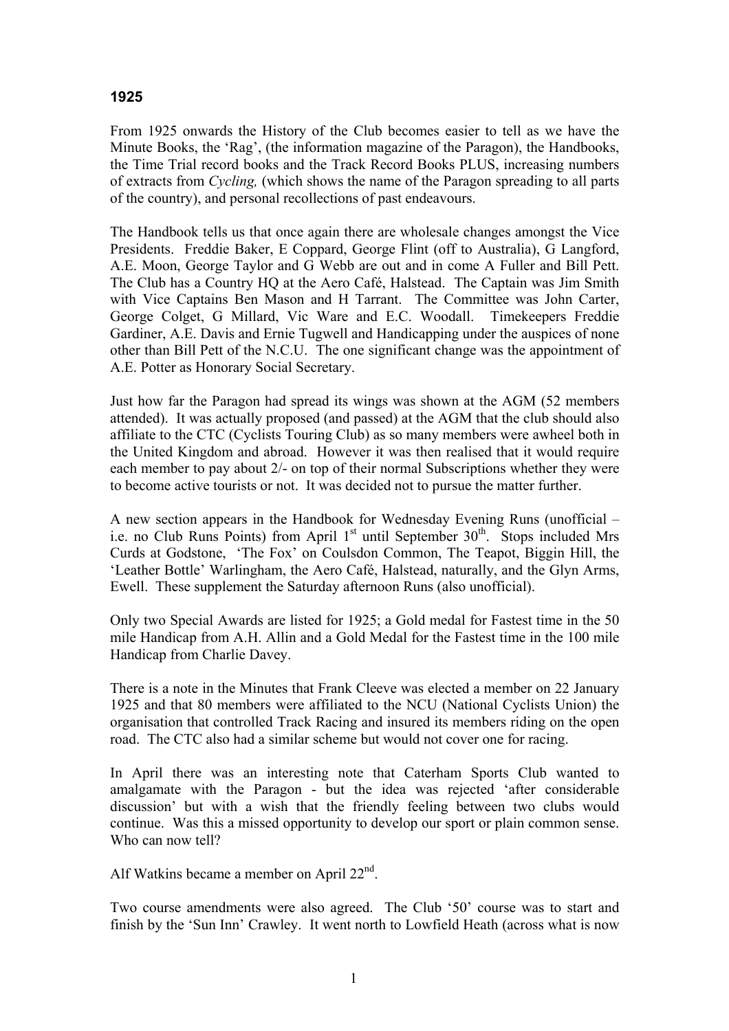# 1925

From 1925 onwards the History of the Club becomes easier to tell as we have the Minute Books, the 'Rag', (the information magazine of the Paragon), the Handbooks, the Time Trial record books and the Track Record Books PLUS, increasing numbers of extracts from *Cycling,* (which shows the name of the Paragon spreading to all parts of the country), and personal recollections of past endeavours.

The Handbook tells us that once again there are wholesale changes amongst the Vice Presidents. Freddie Baker, E Coppard, George Flint (off to Australia), G Langford, A.E. Moon, George Taylor and G Webb are out and in come A Fuller and Bill Pett. The Club has a Country HQ at the Aero Café, Halstead. The Captain was Jim Smith with Vice Captains Ben Mason and H Tarrant. The Committee was John Carter, George Colget, G Millard, Vic Ware and E.C. Woodall. Timekeepers Freddie Gardiner, A.E. Davis and Ernie Tugwell and Handicapping under the auspices of none other than Bill Pett of the N.C.U. The one significant change was the appointment of A.E. Potter as Honorary Social Secretary.

Just how far the Paragon had spread its wings was shown at the AGM (52 members attended). It was actually proposed (and passed) at the AGM that the club should also affiliate to the CTC (Cyclists Touring Club) as so many members were awheel both in the United Kingdom and abroad. However it was then realised that it would require each member to pay about 2/- on top of their normal Subscriptions whether they were to become active tourists or not. It was decided not to pursue the matter further.

A new section appears in the Handbook for Wednesday Evening Runs (unofficial – i.e. no Club Runs Points) from April 1st until September 30th. Stops included Mrs Curds at Godstone, 'The Fox' on Coulsdon Common, The Teapot, Biggin Hill, the 'Leather Bottle' Warlingham, the Aero Café, Halstead, naturally, and the Glyn Arms, Ewell. These supplement the Saturday afternoon Runs (also unofficial).

Only two Special Awards are listed for 1925; a Gold medal for Fastest time in the 50 mile Handicap from A.H. Allin and a Gold Medal for the Fastest time in the 100 mile Handicap from Charlie Davey.

There is a note in the Minutes that Frank Cleeve was elected a member on 22 January 1925 and that 80 members were affiliated to the NCU (National Cyclists Union) the organisation that controlled Track Racing and insured its members riding on the open road. The CTC also had a similar scheme but would not cover one for racing.

In April there was an interesting note that Caterham Sports Club wanted to amalgamate with the Paragon - but the idea was rejected 'after considerable discussion' but with a wish that the friendly feeling between two clubs would continue. Was this a missed opportunity to develop our sport or plain common sense. Who can now tell?

Alf Watkins became a member on April 22nd.

Two course amendments were also agreed. The Club '50' course was to start and finish by the 'Sun Inn' Crawley. It went north to Lowfield Heath (across what is now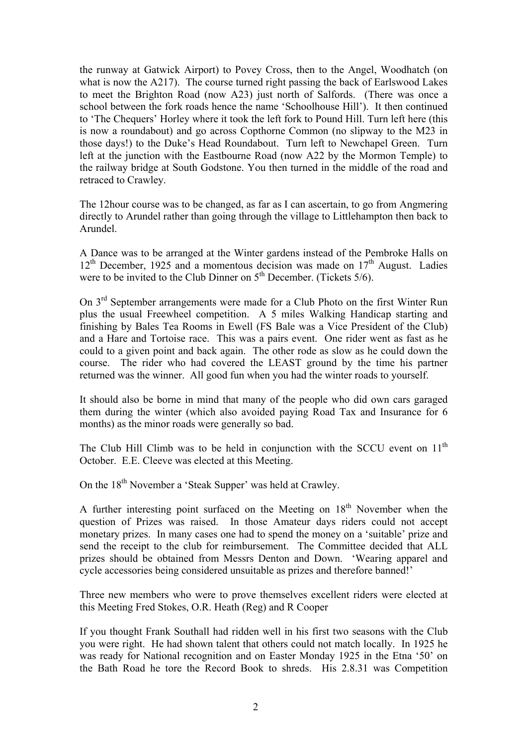the runway at Gatwick Airport) to Povey Cross, then to the Angel, Woodhatch (on what is now the A217). The course turned right passing the back of Earlswood Lakes to meet the Brighton Road (now A23) just north of Salfords. (There was once a school between the fork roads hence the name 'Schoolhouse Hill'). It then continued to 'The Chequers' Horley where it took the left fork to Pound Hill. Turn left here (this is now a roundabout) and go across Copthorne Common (no slipway to the M23 in those days!) to the Duke's Head Roundabout. Turn left to Newchapel Green. Turn left at the junction with the Eastbourne Road (now A22 by the Mormon Temple) to the railway bridge at South Godstone. You then turned in the middle of the road and retraced to Crawley.

The 12hour course was to be changed, as far as I can ascertain, to go from Angmering directly to Arundel rather than going through the village to Littlehampton then back to Arundel.

A Dance was to be arranged at the Winter gardens instead of the Pembroke Halls on 12th December, 1925 and a momentous decision was made on 17th August. Ladies were to be invited to the Club Dinner on 5th December. (Tickets 5/6).

On 3rd September arrangements were made for a Club Photo on the first Winter Run plus the usual Freewheel competition. A 5 miles Walking Handicap starting and finishing by Bales Tea Rooms in Ewell (FS Bale was a Vice President of the Club) and a Hare and Tortoise race. This was a pairs event. One rider went as fast as he could to a given point and back again. The other rode as slow as he could down the course. The rider who had covered the LEAST ground by the time his partner returned was the winner. All good fun when you had the winter roads to yourself.

It should also be borne in mind that many of the people who did own cars garaged them during the winter (which also avoided paying Road Tax and Insurance for 6 months) as the minor roads were generally so bad.

The Club Hill Climb was to be held in conjunction with the SCCU event on 11th October. E.E. Cleeve was elected at this Meeting.

On the 18th November a 'Steak Supper' was held at Crawley.

A further interesting point surfaced on the Meeting on 18th November when the question of Prizes was raised. In those Amateur days riders could not accept monetary prizes. In many cases one had to spend the money on a 'suitable' prize and send the receipt to the club for reimbursement. The Committee decided that ALL prizes should be obtained from Messrs Denton and Down. 'Wearing apparel and cycle accessories being considered unsuitable as prizes and therefore banned!'

Three new members who were to prove themselves excellent riders were elected at this Meeting Fred Stokes, O.R. Heath (Reg) and R Cooper

If you thought Frank Southall had ridden well in his first two seasons with the Club you were right. He had shown talent that others could not match locally. In 1925 he was ready for National recognition and on Easter Monday 1925 in the Etna '50' on the Bath Road he tore the Record Book to shreds. His 2.8.31 was Competition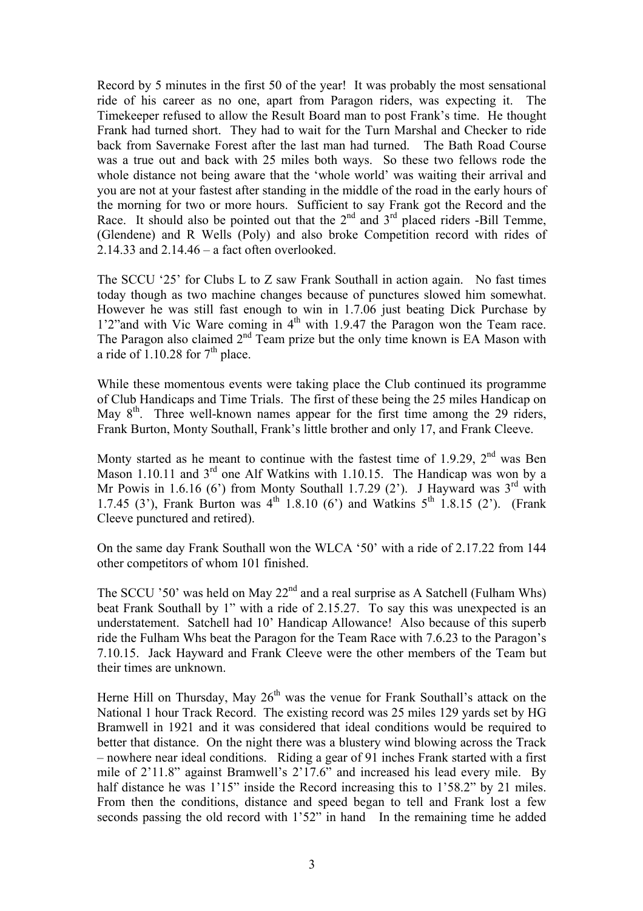Record by 5 minutes in the first 50 of the year! It was probably the most sensational ride of his career as no one, apart from Paragon riders, was expecting it. The Timekeeper refused to allow the Result Board man to post Frank's time. He thought Frank had turned short. They had to wait for the Turn Marshal and Checker to ride back from Savernake Forest after the last man had turned. The Bath Road Course was a true out and back with 25 miles both ways. So these two fellows rode the whole distance not being aware that the 'whole world' was waiting their arrival and you are not at your fastest after standing in the middle of the road in the early hours of the morning for two or more hours. Sufficient to say Frank got the Record and the Race. It should also be pointed out that the 2nd and 3rd placed riders -Bill Temme, (Glendene) and R Wells (Poly) and also broke Competition record with rides of 2.14.33 and 2.14.46 – a fact often overlooked.

The SCCU '25' for Clubs L to Z saw Frank Southall in action again. No fast times today though as two machine changes because of punctures slowed him somewhat. However he was still fast enough to win in 1.7.06 just beating Dick Purchase by 1'2"and with Vic Ware coming in 4th with 1.9.47 the Paragon won the Team race. The Paragon also claimed 2nd Team prize but the only time known is EA Mason with a ride of 1.10.28 for 7th place.

While these momentous events were taking place the Club continued its programme of Club Handicaps and Time Trials. The first of these being the 25 miles Handicap on May 8th. Three well-known names appear for the first time among the 29 riders, Frank Burton, Monty Southall, Frank's little brother and only 17, and Frank Cleeve.

Monty started as he meant to continue with the fastest time of 1.9.29, 2nd was Ben Mason 1.10.11 and 3rd one Alf Watkins with 1.10.15. The Handicap was won by a Mr Powis in 1.6.16 (6') from Monty Southall 1.7.29 (2'). J Hayward was 3rd with 1.7.45 (3'), Frank Burton was 4th 1.8.10 (6') and Watkins 5th 1.8.15 (2'). (Frank Cleeve punctured and retired).

On the same day Frank Southall won the WLCA '50' with a ride of 2.17.22 from 144 other competitors of whom 101 finished.

The SCCU '50' was held on May 22nd and a real surprise as A Satchell (Fulham Whs) beat Frank Southall by 1" with a ride of 2.15.27. To say this was unexpected is an understatement. Satchell had 10' Handicap Allowance! Also because of this superb ride the Fulham Whs beat the Paragon for the Team Race with 7.6.23 to the Paragon's 7.10.15. Jack Hayward and Frank Cleeve were the other members of the Team but their times are unknown.

Herne Hill on Thursday, May 26th was the venue for Frank Southall's attack on the National 1 hour Track Record. The existing record was 25 miles 129 yards set by HG Bramwell in 1921 and it was considered that ideal conditions would be required to better that distance. On the night there was a blustery wind blowing across the Track – nowhere near ideal conditions. Riding a gear of 91 inches Frank started with a first mile of 2'11.8" against Bramwell's 2'17.6" and increased his lead every mile. By half distance he was 1'15" inside the Record increasing this to 1'58.2" by 21 miles. From then the conditions, distance and speed began to tell and Frank lost a few seconds passing the old record with 1'52" in hand In the remaining time he added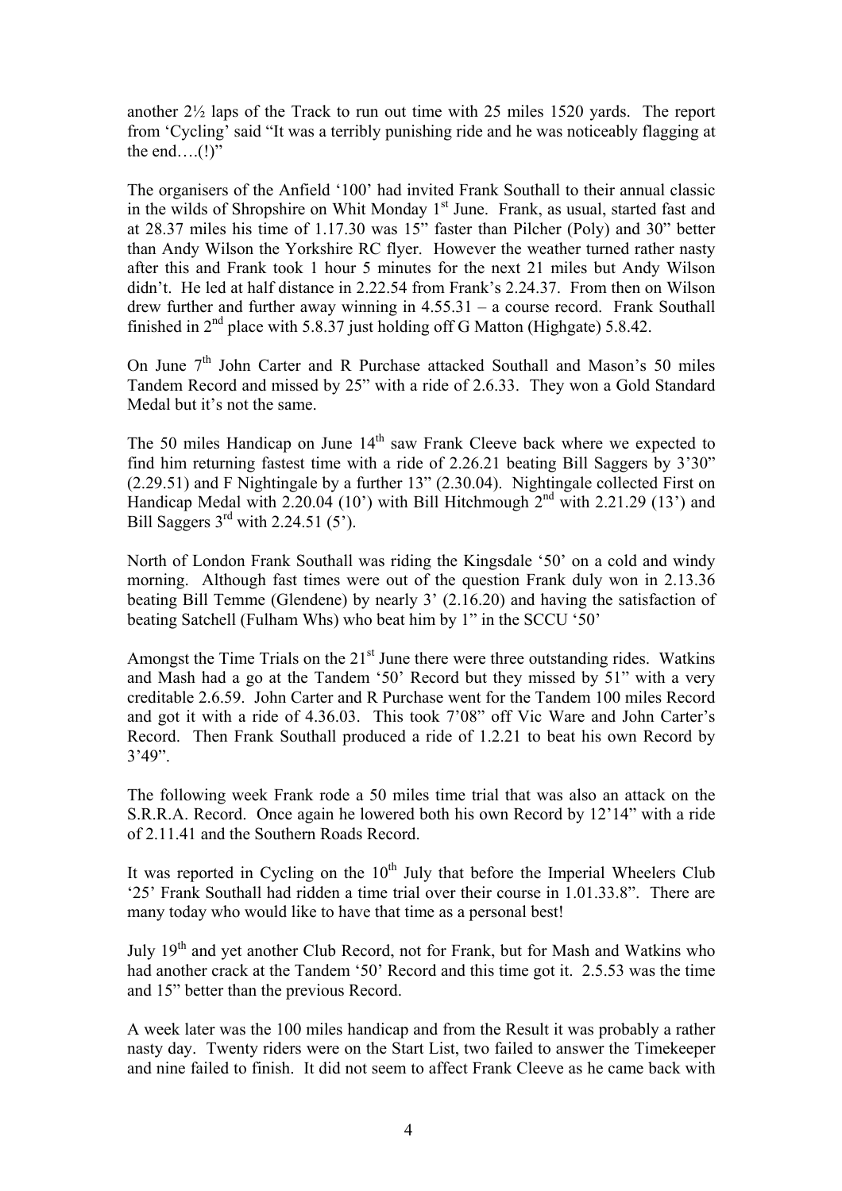another 2½ laps of the Track to run out time with 25 miles 1520 yards. The report from 'Cycling' said "It was a terribly punishing ride and he was noticeably flagging at the end….(!)"

The organisers of the Anfield '100' had invited Frank Southall to their annual classic in the wilds of Shropshire on Whit Monday 1st June. Frank, as usual, started fast and at 28.37 miles his time of 1.17.30 was 15" faster than Pilcher (Poly) and 30" better than Andy Wilson the Yorkshire RC flyer. However the weather turned rather nasty after this and Frank took 1 hour 5 minutes for the next 21 miles but Andy Wilson didn't. He led at half distance in 2.22.54 from Frank's 2.24.37. From then on Wilson drew further and further away winning in 4.55.31 – a course record. Frank Southall finished in 2nd place with 5.8.37 just holding off G Matton (Highgate) 5.8.42.

On June 7th John Carter and R Purchase attacked Southall and Mason's 50 miles Tandem Record and missed by 25" with a ride of 2.6.33. They won a Gold Standard Medal but it's not the same.

The 50 miles Handicap on June 14th saw Frank Cleeve back where we expected to find him returning fastest time with a ride of 2.26.21 beating Bill Saggers by 3'30" (2.29.51) and F Nightingale by a further 13" (2.30.04). Nightingale collected First on Handicap Medal with 2.20.04 (10') with Bill Hitchmough 2nd with 2.21.29 (13') and Bill Saggers 3rd with 2.24.51 (5').

North of London Frank Southall was riding the Kingsdale '50' on a cold and windy morning. Although fast times were out of the question Frank duly won in 2.13.36 beating Bill Temme (Glendene) by nearly 3' (2.16.20) and having the satisfaction of beating Satchell (Fulham Whs) who beat him by 1" in the SCCU '50'

Amongst the Time Trials on the 21st June there were three outstanding rides. Watkins and Mash had a go at the Tandem '50' Record but they missed by 51" with a very creditable 2.6.59. John Carter and R Purchase went for the Tandem 100 miles Record and got it with a ride of 4.36.03. This took 7'08" off Vic Ware and John Carter's Record. Then Frank Southall produced a ride of 1.2.21 to beat his own Record by 3'49".

The following week Frank rode a 50 miles time trial that was also an attack on the S.R.R.A. Record. Once again he lowered both his own Record by 12'14" with a ride of 2.11.41 and the Southern Roads Record.

It was reported in Cycling on the 10th July that before the Imperial Wheelers Club '25' Frank Southall had ridden a time trial over their course in 1.01.33.8". There are many today who would like to have that time as a personal best!

July 19th and yet another Club Record, not for Frank, but for Mash and Watkins who had another crack at the Tandem '50' Record and this time got it. 2.5.53 was the time and 15" better than the previous Record.

A week later was the 100 miles handicap and from the Result it was probably a rather nasty day. Twenty riders were on the Start List, two failed to answer the Timekeeper and nine failed to finish. It did not seem to affect Frank Cleeve as he came back with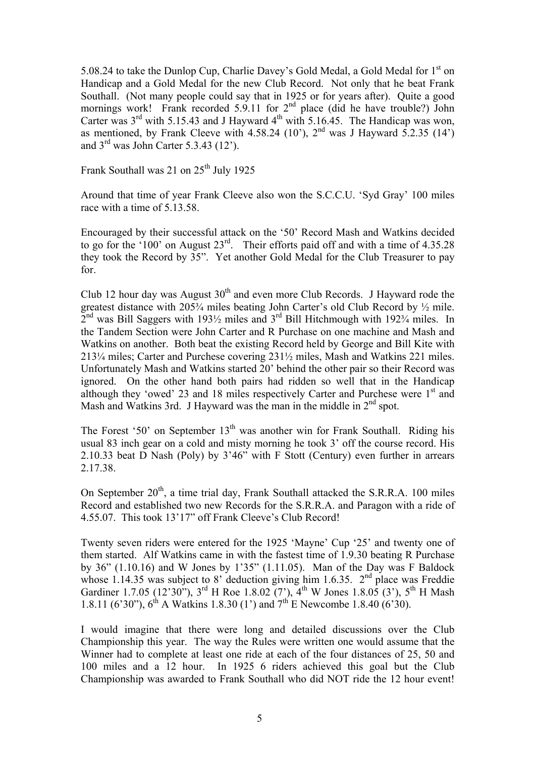5.08.24 to take the Dunlop Cup, Charlie Davey's Gold Medal, a Gold Medal for 1st on Handicap and a Gold Medal for the new Club Record. Not only that he beat Frank Southall. (Not many people could say that in 1925 or for years after). Quite a good mornings work! Frank recorded 5.9.11 for 2nd place (did he have trouble?) John Carter was 3rd with 5.15.43 and J Hayward 4th with 5.16.45. The Handicap was won, as mentioned, by Frank Cleeve with 4.58.24 (10'), 2nd was J Hayward 5.2.35 (14') and 3rd was John Carter 5.3.43 (12').

Frank Southall was 21 on 25th July 1925

Around that time of year Frank Cleeve also won the S.C.C.U. 'Syd Gray' 100 miles race with a time of 5.13.58.

Encouraged by their successful attack on the '50' Record Mash and Watkins decided to go for the '100' on August 23rd. Their efforts paid off and with a time of 4.35.28 they took the Record by 35". Yet another Gold Medal for the Club Treasurer to pay for.

Club 12 hour day was August 30th and even more Club Records. J Hayward rode the greatest distance with 205¾ miles beating John Carter's old Club Record by ½ mile. 2nd was Bill Saggers with 193½ miles and 3rd Bill Hitchmough with 192¾ miles. In the Tandem Section were John Carter and R Purchase on one machine and Mash and Watkins on another. Both beat the existing Record held by George and Bill Kite with 213¼ miles; Carter and Purchese covering 231½ miles, Mash and Watkins 221 miles. Unfortunately Mash and Watkins started 20' behind the other pair so their Record was ignored. On the other hand both pairs had ridden so well that in the Handicap although they 'owed' 23 and 18 miles respectively Carter and Purchese were 1st and Mash and Watkins 3rd. J Hayward was the man in the middle in 2nd spot.

The Forest '50' on September 13th was another win for Frank Southall. Riding his usual 83 inch gear on a cold and misty morning he took 3' off the course record. His 2.10.33 beat D Nash (Poly) by 3'46" with F Stott (Century) even further in arrears 2.17.38.

On September 20th, a time trial day, Frank Southall attacked the S.R.R.A. 100 miles Record and established two new Records for the S.R.R.A. and Paragon with a ride of 4.55.07. This took 13'17" off Frank Cleeve's Club Record!

Twenty seven riders were entered for the 1925 'Mayne' Cup '25' and twenty one of them started. Alf Watkins came in with the fastest time of 1.9.30 beating R Purchase by 36" (1.10.16) and W Jones by 1'35" (1.11.05). Man of the Day was F Baldock whose 1.14.35 was subject to 8' deduction giving him 1.6.35. 2nd place was Freddie Gardiner 1.7.05 (12'30"), 3rd H Roe 1.8.02 (7'), 4th W Jones 1.8.05 (3'), 5th H Mash 1.8.11 (6'30"), 6th A Watkins 1.8.30 (1') and 7th E Newcombe 1.8.40 (6'30).

I would imagine that there were long and detailed discussions over the Club Championship this year. The way the Rules were written one would assume that the Winner had to complete at least one ride at each of the four distances of 25, 50 and 100 miles and a 12 hour. In 1925 6 riders achieved this goal but the Club Championship was awarded to Frank Southall who did NOT ride the 12 hour event!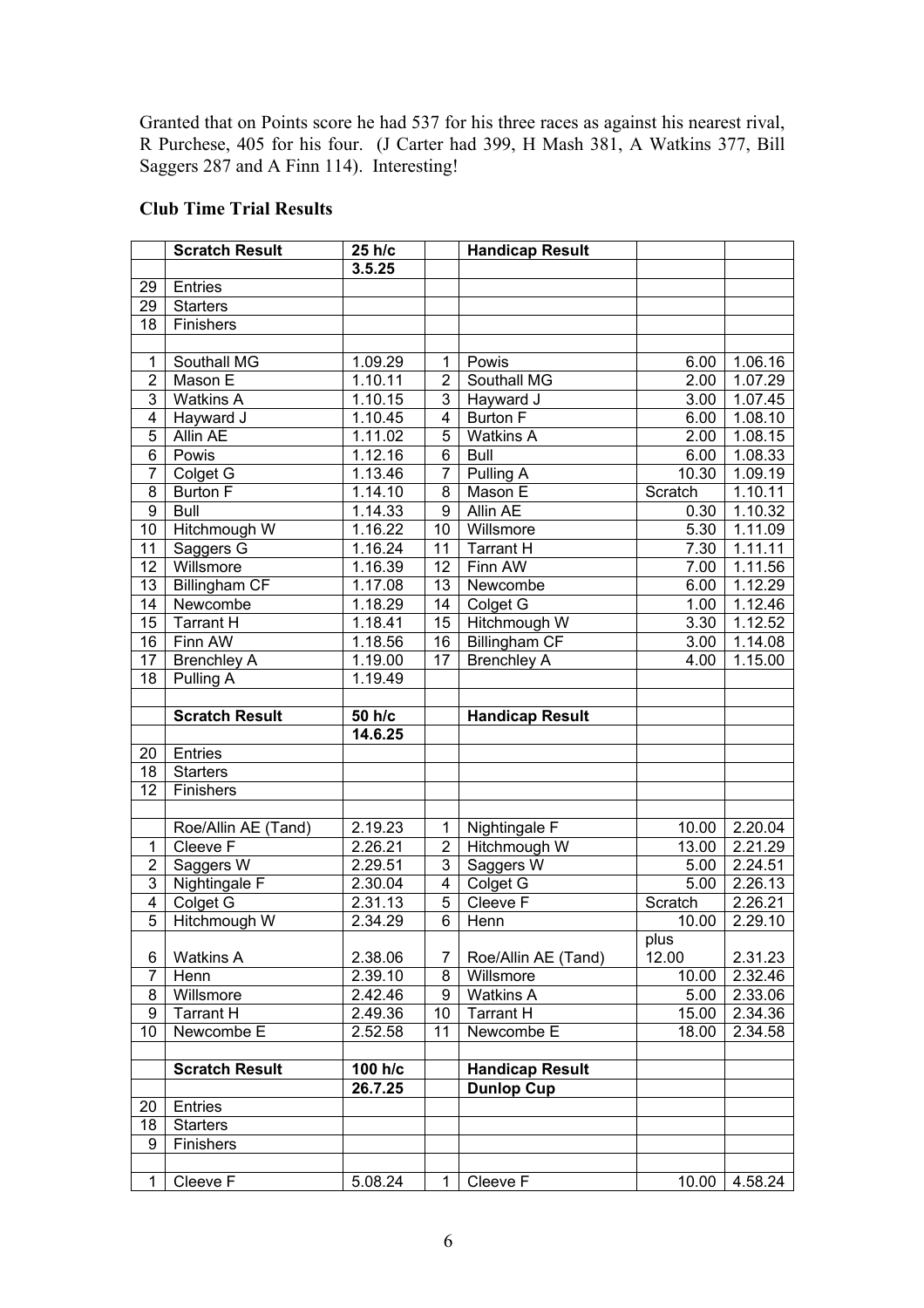Granted that on Points score he had 537 for his three races as against his nearest rival, R Purchese, 405 for his four. (J Carter had 399, H Mash 381, A Watkins 377, Bill Saggers 287 and A Finn 114). Interesting!

**Club Time Trial Results**

| | Scratch Result | 25 h/c | | Handicap Result | | |
|---|---|---|---|---|---|---|
| | | 3.5.25 | | | | |
| 29 | Entries | | | | | |
| 29 | Starters | | | | | |
| 18 | Finishers | | | | | |
| | | | | | | |
| 1 | Southall MG | 1.09.29 | 1 | Powis | 6.00 | 1.06.16 |
| 2 | Mason E | 1.10.11 | 2 | Southall MG | 2.00 | 1.07.29 |
| 3 | Watkins A | 1.10.15 | 3 | Hayward J | 3.00 | 1.07.45 |
| 4 | Hayward J | 1.10.45 | 4 | Burton F | 6.00 | 1.08.10 |
| 5 | Allin AE | 1.11.02 | 5 | Watkins A | 2.00 | 1.08.15 |
| 6 | Powis | 1.12.16 | 6 | Bull | 6.00 | 1.08.33 |
| 7 | Colget G | 1.13.46 | 7 | Pulling A | 10.30 | 1.09.19 |
| 8 | Burton F | 1.14.10 | 8 | Mason E | Scratch | 1.10.11 |
| 9 | Bull | 1.14.33 | 9 | Allin AE | 0.30 | 1.10.32 |
| 10 | Hitchmough W | 1.16.22 | 10 | Willsmore | 5.30 | 1.11.09 |
| 11 | Saggers G | 1.16.24 | 11 | Tarrant H | 7.30 | 1.11.11 |
| 12 | Willsmore | 1.16.39 | 12 | Finn AW | 7.00 | 1.11.56 |
| 13 | Billingham CF | 1.17.08 | 13 | Newcombe | 6.00 | 1.12.29 |
| 14 | Newcombe | 1.18.29 | 14 | Colget G | 1.00 | 1.12.46 |
| 15 | Tarrant H | 1.18.41 | 15 | Hitchmough W | 3.30 | 1.12.52 |
| 16 | Finn AW | 1.18.56 | 16 | Billingham CF | 3.00 | 1.14.08 |
| 17 | Brenchley A | 1.19.00 | 17 | Brenchley A | 4.00 | 1.15.00 |
| 18 | Pulling A | 1.19.49 | | | | |
| | | | | | | |
| | **Scratch Result** | **50 h/c** | | **Handicap Result** | | |
| | | **14.6.25** | | | | |
| 20 | Entries | | | | | |
| 18 | Starters | | | | | |
| 12 | Finishers | | | | | |
| | | | | | | |
| | Roe/Allin AE (Tand) | 2.19.23 | 1 | Nightingale F | 10.00 | 2.20.04 |
| 1 | Cleeve F | 2.26.21 | 2 | Hitchmough W | 13.00 | 2.21.29 |
| 2 | Saggers W | 2.29.51 | 3 | Saggers W | 5.00 | 2.24.51 |
| 3 | Nightingale F | 2.30.04 | 4 | Colget G | 5.00 | 2.26.13 |
| 4 | Colget G | 2.31.13 | 5 | Cleeve F | Scratch | 2.26.21 |
| 5 | Hitchmough W | 2.34.29 | 6 | Henn | 10.00 | 2.29.10 |
| 6 | Watkins A | 2.38.06 | 7 | Roe/Allin AE (Tand) | plus 12.00 | 2.31.23 |
| 7 | Henn | 2.39.10 | 8 | Willsmore | 10.00 | 2.32.46 |
| 8 | Willsmore | 2.42.46 | 9 | Watkins A | 5.00 | 2.33.06 |
| 9 | Tarrant H | 2.49.36 | 10 | Tarrant H | 15.00 | 2.34.36 |
| 10 | Newcombe E | 2.52.58 | 11 | Newcombe E | 18.00 | 2.34.58 |
| | | | | | | |
| | **Scratch Result** | **100 h/c** | | **Handicap Result** | | |
| | | **26.7.25** | | **Dunlop Cup** | | |
| 20 | Entries | | | | | |
| 18 | Starters | | | | | |
| 9 | Finishers | | | | | |
| | | | | | | |
| 1 | Cleeve F | 5.08.24 | 1 | Cleeve F | 10.00 | 4.58.24 |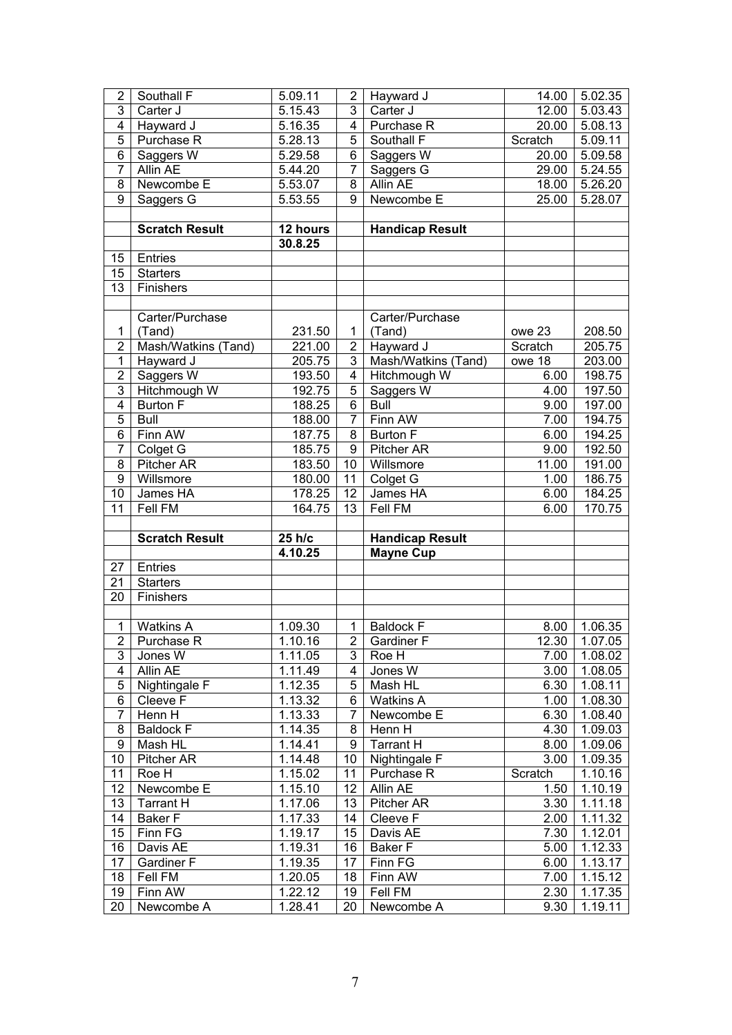| | | | | | | |
|---|---|---|---|---|---|---|
| 2 | Southall F | 5.09.11 | 2 | Hayward J | 14.00 | 5.02.35 |
| 3 | Carter J | 5.15.43 | 3 | Carter J | 12.00 | 5.03.43 |
| 4 | Hayward J | 5.16.35 | 4 | Purchase R | 20.00 | 5.08.13 |
| 5 | Purchase R | 5.28.13 | 5 | Southall F | Scratch | 5.09.11 |
| 6 | Saggers W | 5.29.58 | 6 | Saggers W | 20.00 | 5.09.58 |
| 7 | Allin AE | 5.44.20 | 7 | Saggers G | 29.00 | 5.24.55 |
| 8 | Newcombe E | 5.53.07 | 8 | Allin AE | 18.00 | 5.26.20 |
| 9 | Saggers G | 5.53.55 | 9 | Newcombe E | 25.00 | 5.28.07 |
| | | | | | | |
| | **Scratch Result** | **12 hours** | | **Handicap Result** | | |
| | | **30.8.25** | | | | |
| 15 | Entries | | | | | |
| 15 | Starters | | | | | |
| 13 | Finishers | | | | | |
| | | | | | | |
| 1 | Carter/Purchase (Tand) | 231.50 | 1 | Carter/Purchase (Tand) | owe 23 | 208.50 |
| 2 | Mash/Watkins (Tand) | 221.00 | 2 | Hayward J | Scratch | 205.75 |
| 1 | Hayward J | 205.75 | 3 | Mash/Watkins (Tand) | owe 18 | 203.00 |
| 2 | Saggers W | 193.50 | 4 | Hitchmough W | 6.00 | 198.75 |
| 3 | Hitchmough W | 192.75 | 5 | Saggers W | 4.00 | 197.50 |
| 4 | Burton F | 188.25 | 6 | Bull | 9.00 | 197.00 |
| 5 | Bull | 188.00 | 7 | Finn AW | 7.00 | 194.75 |
| 6 | Finn AW | 187.75 | 8 | Burton F | 6.00 | 194.25 |
| 7 | Colget G | 185.75 | 9 | Pitcher AR | 9.00 | 192.50 |
| 8 | Pitcher AR | 183.50 | 10 | Willsmore | 11.00 | 191.00 |
| 9 | Willsmore | 180.00 | 11 | Colget G | 1.00 | 186.75 |
| 10 | James HA | 178.25 | 12 | James HA | 6.00 | 184.25 |
| 11 | Fell FM | 164.75 | 13 | Fell FM | 6.00 | 170.75 |
| | | | | | | |
| | **Scratch Result** | **25 h/c** | | **Handicap Result** | | |
| | | **4.10.25** | | **Mayne Cup** | | |
| 27 | Entries | | | | | |
| 21 | Starters | | | | | |
| 20 | Finishers | | | | | |
| | | | | | | |
| 1 | Watkins A | 1.09.30 | 1 | Baldock F | 8.00 | 1.06.35 |
| 2 | Purchase R | 1.10.16 | 2 | Gardiner F | 12.30 | 1.07.05 |
| 3 | Jones W | 1.11.05 | 3 | Roe H | 7.00 | 1.08.02 |
| 4 | Allin AE | 1.11.49 | 4 | Jones W | 3.00 | 1.08.05 |
| 5 | Nightingale F | 1.12.35 | 5 | Mash HL | 6.30 | 1.08.11 |
| 6 | Cleeve F | 1.13.32 | 6 | Watkins A | 1.00 | 1.08.30 |
| 7 | Henn H | 1.13.33 | 7 | Newcombe E | 6.30 | 1.08.40 |
| 8 | Baldock F | 1.14.35 | 8 | Henn H | 4.30 | 1.09.03 |
| 9 | Mash HL | 1.14.41 | 9 | Tarrant H | 8.00 | 1.09.06 |
| 10 | Pitcher AR | 1.14.48 | 10 | Nightingale F | 3.00 | 1.09.35 |
| 11 | Roe H | 1.15.02 | 11 | Purchase R | Scratch | 1.10.16 |
| 12 | Newcombe E | 1.15.10 | 12 | Allin AE | 1.50 | 1.10.19 |
| 13 | Tarrant H | 1.17.06 | 13 | Pitcher AR | 3.30 | 1.11.18 |
| 14 | Baker F | 1.17.33 | 14 | Cleeve F | 2.00 | 1.11.32 |
| 15 | Finn FG | 1.19.17 | 15 | Davis AE | 7.30 | 1.12.01 |
| 16 | Davis AE | 1.19.31 | 16 | Baker F | 5.00 | 1.12.33 |
| 17 | Gardiner F | 1.19.35 | 17 | Finn FG | 6.00 | 1.13.17 |
| 18 | Fell FM | 1.20.05 | 18 | Finn AW | 7.00 | 1.15.12 |
| 19 | Finn AW | 1.22.12 | 19 | Fell FM | 2.30 | 1.17.35 |
| 20 | Newcombe A | 1.28.41 | 20 | Newcombe A | 9.30 | 1.19.11 |